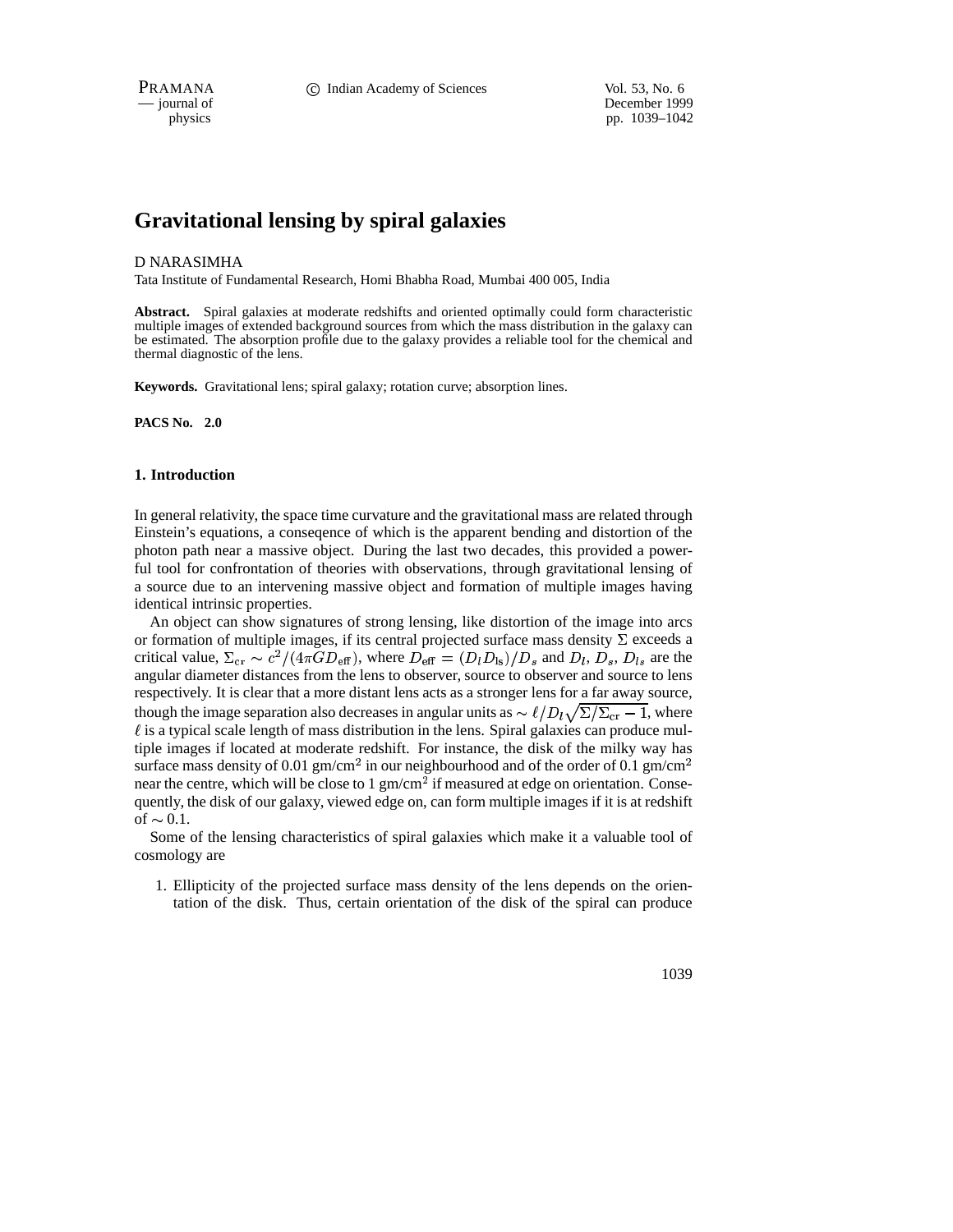# Gravitational lensing by spiral galaxies

D NARASIMHA

Tata Institute of Fundamental Research, Homi Bhabha Road, Mumbai 400 005, India

**Abstract.** Spiral galaxies at moderate redshifts and oriented optimally could form characteristic multiple images of extended background sources from which the mass distribution in the galaxy can be estimated. The absorption profile due to the galaxy provides a reliable tool for the chemical and thermal diagnostic of the lens.

**Keywords.** Gravitational lens; spiral galaxy; rotation curve; absorption lines.

**PACS No. 2.0**

## 1. Introduction

In general relativity, the space time curvature and the gravitational mass are related through Einstein's equations, a conseqence of which is the apparent bending and distortion of the photon path near a massive object. During the last two decades, this provided a powerful tool for confrontation of theories with observations, through gravitational lensing of a source due to an intervening massive object and formation of multiple images having identical intrinsic properties.

An object can show signatures of strong lensing, like distortion of the image into arcs or formation of multiple images, if its central projected surface mass density $\Sigma$ exceeds a critical value, $\Sigma_{\rm cr} \sim c^2/(4\pi G D_{\rm eff})$, where $D_{\rm eff} = (D_l D_{\rm ls})/D_s$ and $D_l$, $D_s$, $D_{ls}$ are the angular diameter distances from the lens to observer, source to observer and source to lens respectively. It is clear that a more distant lens acts as a stronger lens for a far away source, though the image separation also decreases in angular units as $\sim \ell/D_l\sqrt{\Sigma/\Sigma_{\rm cr} - 1}$, where $\ell$ is a typical scale length of mass distribution in the lens. Spiral galaxies can produce multiple images if located at moderate redshift. For instance, the disk of the milky way has surface mass density of 0.01 gm/cm$^2$ in our neighbourhood and of the order of 0.1 gm/cm$^2$ near the centre, which will be close to 1 gm/cm$^2$ if measured at edge on orientation. Consequently, the disk of our galaxy, viewed edge on, can form multiple images if it is at redshift of $\sim 0.1$.

Some of the lensing characteristics of spiral galaxies which make it a valuable tool of cosmology are

1. Ellipticity of the projected surface mass density of the lens depends on the orientation of the disk. Thus, certain orientation of the disk of the spiral can produce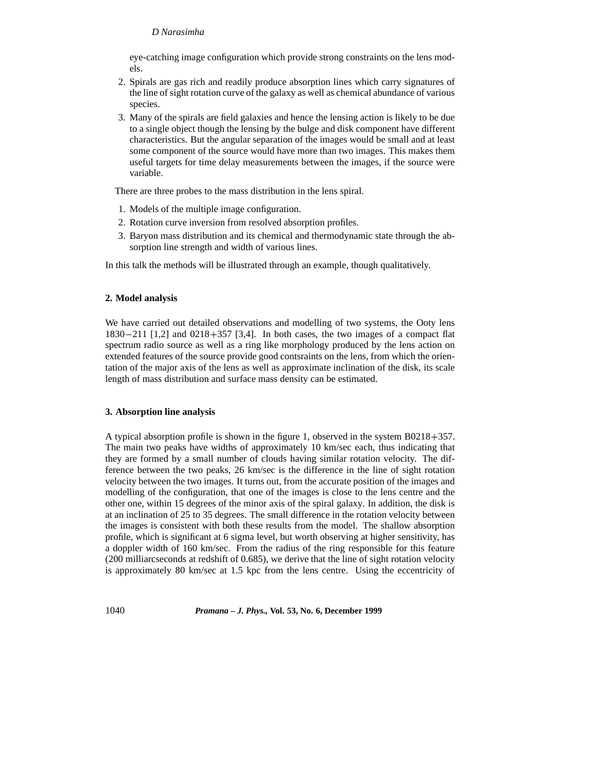eye-catching image configuration which provide strong constraints on the lens models.

2. Spirals are gas rich and readily produce absorption lines which carry signatures of the line of sight rotation curve of the galaxy as well as chemical abundance of various species.
3. Many of the spirals are field galaxies and hence the lensing action is likely to be due to a single object though the lensing by the bulge and disk component have different characteristics. But the angular separation of the images would be small and at least some component of the source would have more than two images. This makes them useful targets for time delay measurements between the images, if the source were variable.

There are three probes to the mass distribution in the lens spiral.

1. Models of the multiple image configuration.
2. Rotation curve inversion from resolved absorption profiles.
3. Baryon mass distribution and its chemical and thermodynamic state through the absorption line strength and width of various lines.

In this talk the methods will be illustrated through an example, though qualitatively.

## 2. Model analysis

We have carried out detailed observations and modelling of two systems, the Ooty lens 1830−211 [1,2] and 0218+357 [3,4]. In both cases, the two images of a compact flat spectrum radio source as well as a ring like morphology produced by the lens action on extended features of the source provide good contsraints on the lens, from which the orientation of the major axis of the lens as well as approximate inclination of the disk, its scale length of mass distribution and surface mass density can be estimated.

## 3. Absorption line analysis

A typical absorption profile is shown in the figure 1, observed in the system B0218+357. The main two peaks have widths of approximately 10 km/sec each, thus indicating that they are formed by a small number of clouds having similar rotation velocity. The difference between the two peaks, 26 km/sec is the difference in the line of sight rotation velocity between the two images. It turns out, from the accurate position of the images and modelling of the configuration, that one of the images is close to the lens centre and the other one, within 15 degrees of the minor axis of the spiral galaxy. In addition, the disk is at an inclination of 25 to 35 degrees. The small difference in the rotation velocity between the images is consistent with both these results from the model. The shallow absorption profile, which is significant at 6 sigma level, but worth observing at higher sensitivity, has a doppler width of 160 km/sec. From the radius of the ring responsible for this feature (200 milliarcseconds at redshift of 0.685), we derive that the line of sight rotation velocity is approximately 80 km/sec at 1.5 kpc from the lens centre. Using the eccentricity of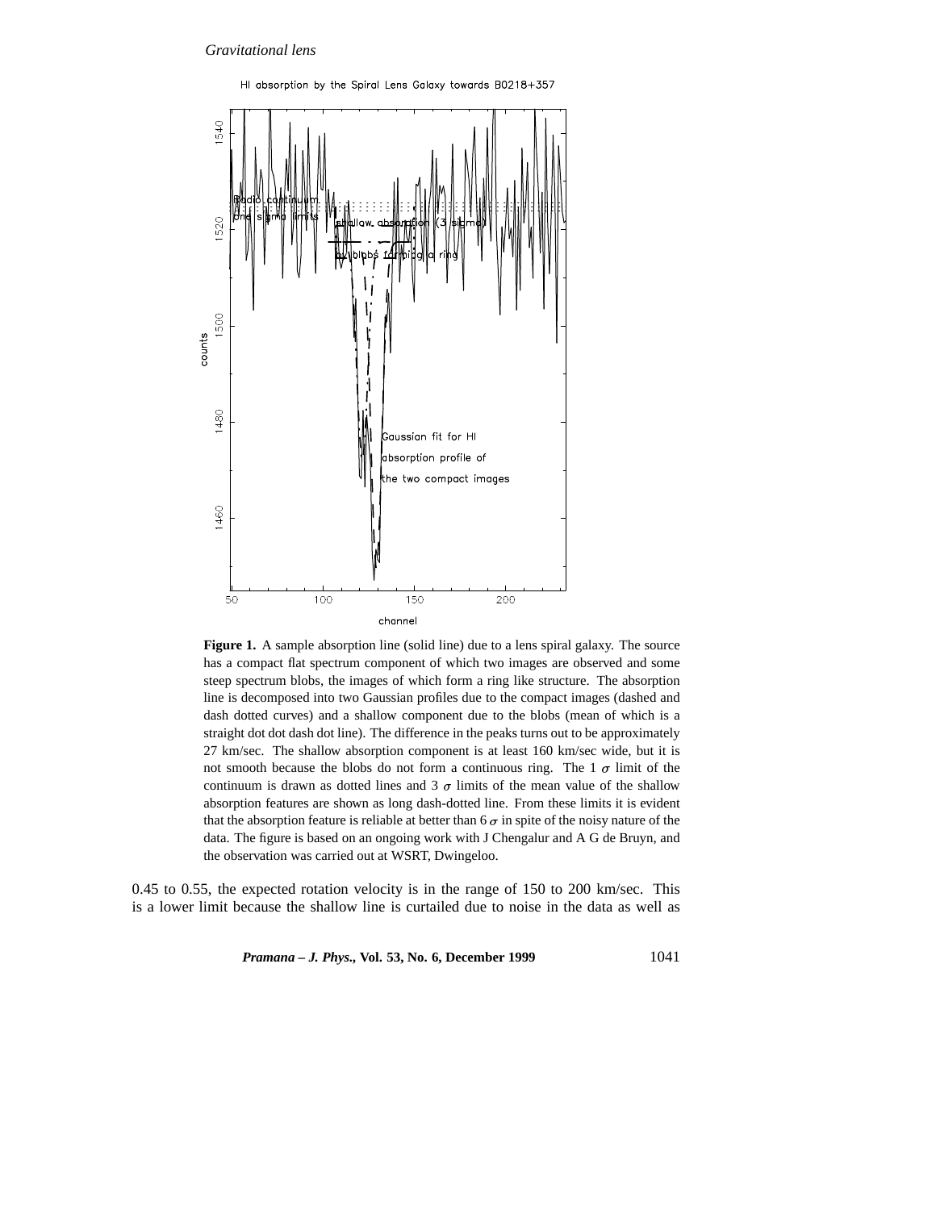**Figure 1.** A sample absorption line (solid line) due to a lens spiral galaxy. The source has a compact flat spectrum component of which two images are observed and some steep spectrum blobs, the images of which form a ring like structure. The absorption line is decomposed into two Gaussian profiles due to the compact images (dashed and dash dotted curves) and a shallow component due to the blobs (mean of which is a straight dot dot dash dot line). The difference in the peaks turns out to be approximately 27 km/sec. The shallow absorption component is at least 160 km/sec wide, but it is not smooth because the blobs do not form a continuous ring. The 1 $\sigma$ limit of the continuum is drawn as dotted lines and 3 $\sigma$ limits of the mean value of the shallow absorption features are shown as long dash-dotted line. From these limits it is evident that the absorption feature is reliable at better than 6 $\sigma$ in spite of the noisy nature of the data. The figure is based on an ongoing work with J Chengalur and A G de Bruyn, and the observation was carried out at WSRT, Dwingeloo.

0.45 to 0.55, the expected rotation velocity is in the range of 150 to 200 km/sec. This is a lower limit because the shallow line is curtailed due to noise in the data as well as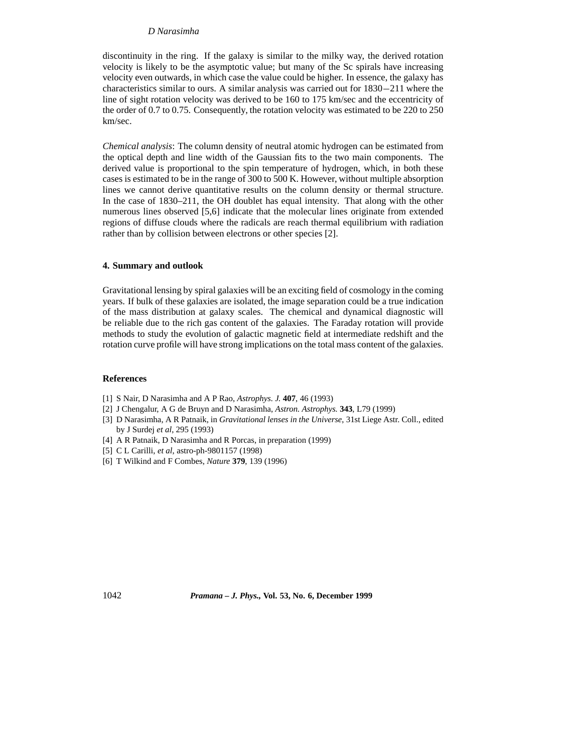discontinuity in the ring. If the galaxy is similar to the milky way, the derived rotation velocity is likely to be the asymptotic value; but many of the Sc spirals have increasing velocity even outwards, in which case the value could be higher. In essence, the galaxy has characteristics similar to ours. A similar analysis was carried out for 1830−211 where the line of sight rotation velocity was derived to be 160 to 175 km/sec and the eccentricity of the order of 0.7 to 0.75. Consequently, the rotation velocity was estimated to be 220 to 250 km/sec.

*Chemical analysis*: The column density of neutral atomic hydrogen can be estimated from the optical depth and line width of the Gaussian fits to the two main components. The derived value is proportional to the spin temperature of hydrogen, which, in both these cases is estimated to be in the range of 300 to 500 K. However, without multiple absorption lines we cannot derive quantitative results on the column density or thermal structure. In the case of 1830–211, the OH doublet has equal intensity. That along with the other numerous lines observed [5,6] indicate that the molecular lines originate from extended regions of diffuse clouds where the radicals are reach thermal equilibrium with radiation rather than by collision between electrons or other species [2].

## 4. Summary and outlook

Gravitational lensing by spiral galaxies will be an exciting field of cosmology in the coming years. If bulk of these galaxies are isolated, the image separation could be a true indication of the mass distribution at galaxy scales. The chemical and dynamical diagnostic will be reliable due to the rich gas content of the galaxies. The Faraday rotation will provide methods to study the evolution of galactic magnetic field at intermediate redshift and the rotation curve profile will have strong implications on the total mass content of the galaxies.

## References

[1] S Nair, D Narasimha and A P Rao, *Astrophys. J.* **407**, 46 (1993)

[2] J Chengalur, A G de Bruyn and D Narasimha, *Astron. Astrophys.* **343**, L79 (1999)

[3] D Narasimha, A R Patnaik, in *Gravitational lenses in the Universe*, 31st Liege Astr. Coll., edited by J Surdej *et al*, 295 (1993)

[4] A R Patnaik, D Narasimha and R Porcas, in preparation (1999)

[5] C L Carilli, *et al*, astro-ph-9801157 (1998)

[6] T Wilkind and F Combes, *Nature* **379**, 139 (1996)